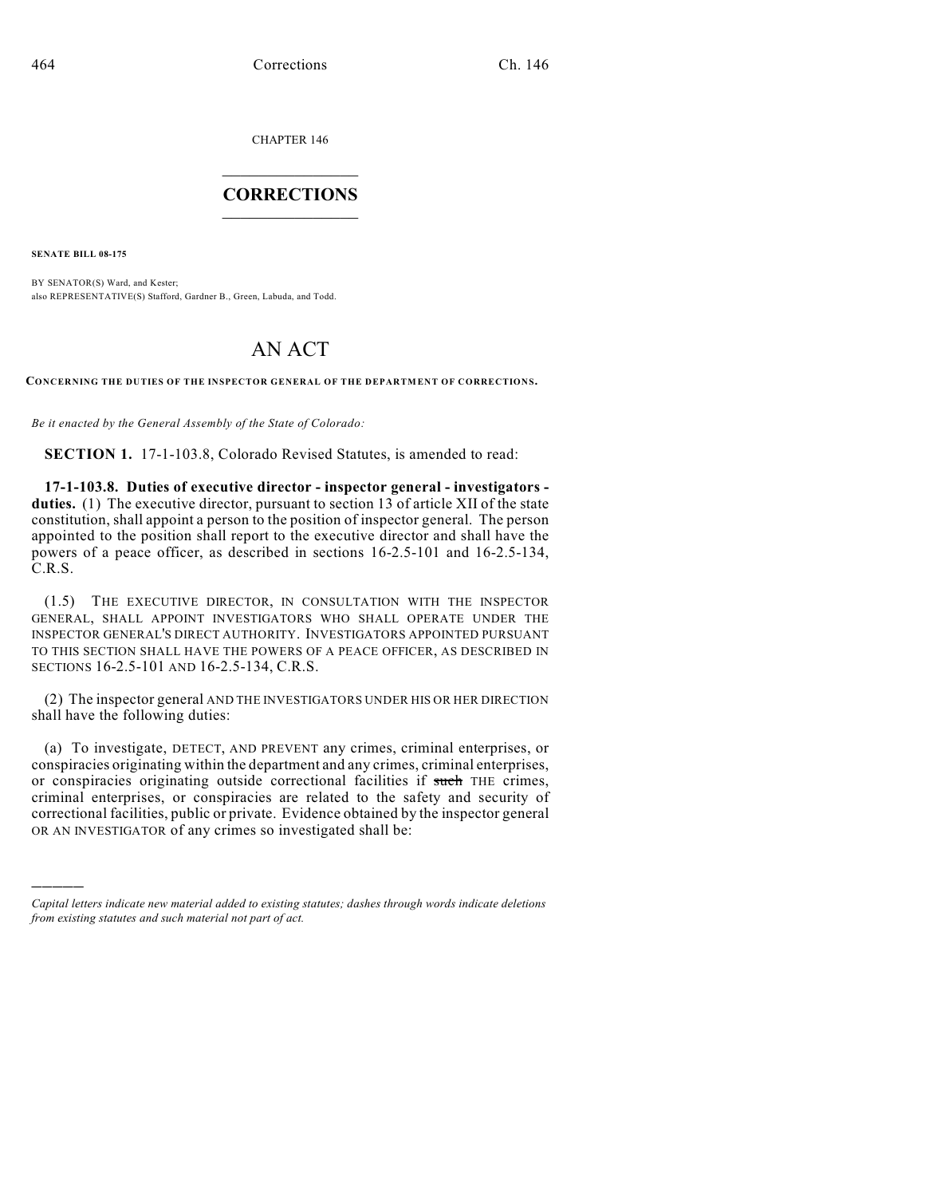CHAPTER 146

# CORRECTIONS

**SENATE BILL 08-175**

BY SENATOR(S) Ward, and Kester;
also REPRESENTATIVE(S) Stafford, Gardner B., Green, Labuda, and Todd.

# AN ACT

**CONCERNING THE DUTIES OF THE INSPECTOR GENERAL OF THE DEPARTMENT OF CORRECTIONS.**

*Be it enacted by the General Assembly of the State of Colorado:*

**SECTION 1.** 17-1-103.8, Colorado Revised Statutes, is amended to read:

**17-1-103.8. Duties of executive director - inspector general - investigators - duties.** (1) The executive director, pursuant to section 13 of article XII of the state constitution, shall appoint a person to the position of inspector general. The person appointed to the position shall report to the executive director and shall have the powers of a peace officer, as described in sections 16-2.5-101 and 16-2.5-134, C.R.S.

(1.5) THE EXECUTIVE DIRECTOR, IN CONSULTATION WITH THE INSPECTOR GENERAL, SHALL APPOINT INVESTIGATORS WHO SHALL OPERATE UNDER THE INSPECTOR GENERAL'S DIRECT AUTHORITY. INVESTIGATORS APPOINTED PURSUANT TO THIS SECTION SHALL HAVE THE POWERS OF A PEACE OFFICER, AS DESCRIBED IN SECTIONS 16-2.5-101 AND 16-2.5-134, C.R.S.

(2) The inspector general AND THE INVESTIGATORS UNDER HIS OR HER DIRECTION shall have the following duties:

(a) To investigate, DETECT, AND PREVENT any crimes, criminal enterprises, or conspiracies originating within the department and any crimes, criminal enterprises, or conspiracies originating outside correctional facilities if ~~such~~ THE crimes, criminal enterprises, or conspiracies are related to the safety and security of correctional facilities, public or private. Evidence obtained by the inspector general OR AN INVESTIGATOR of any crimes so investigated shall be:

---

*Capital letters indicate new material added to existing statutes; dashes through words indicate deletions from existing statutes and such material not part of act.*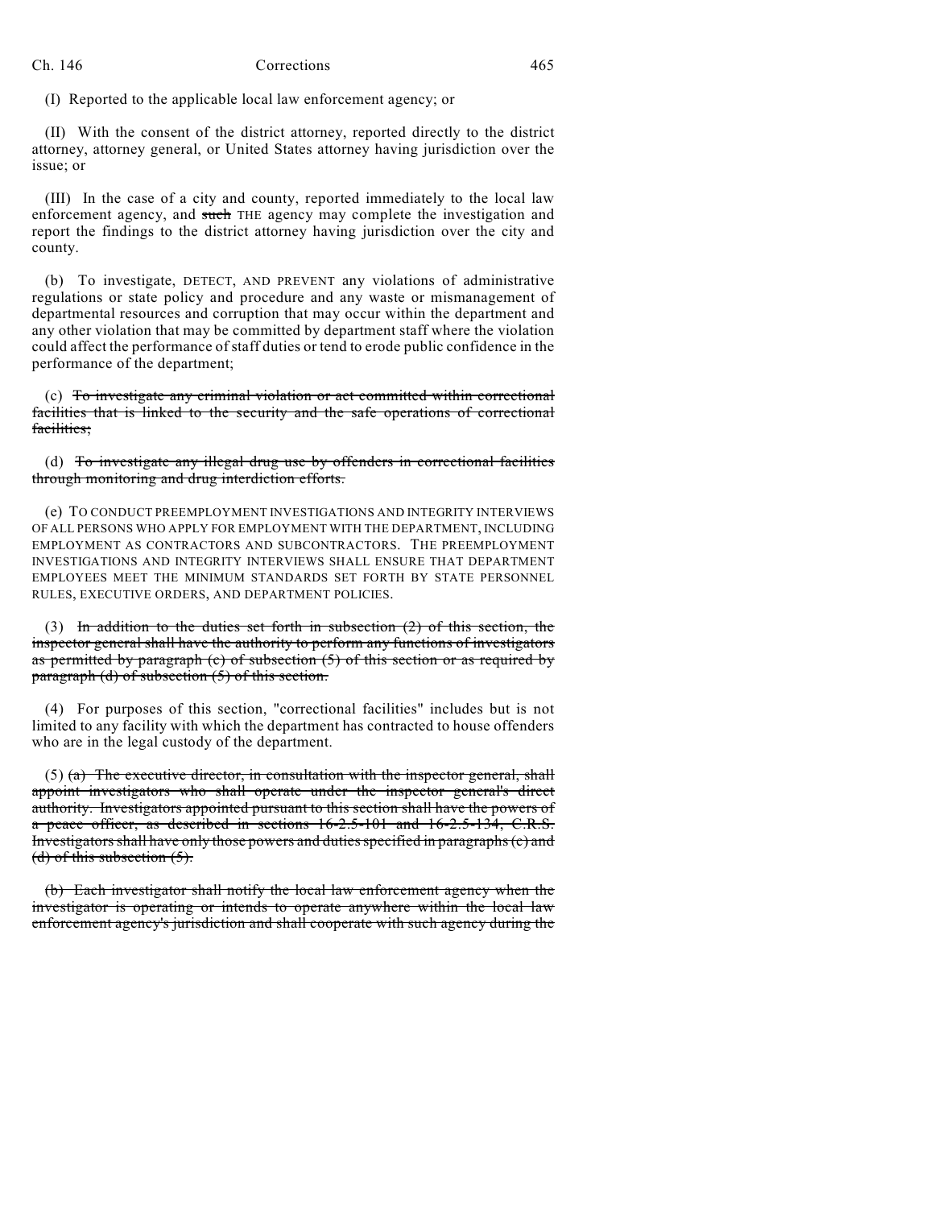(I) Reported to the applicable local law enforcement agency; or

(II) With the consent of the district attorney, reported directly to the district attorney, attorney general, or United States attorney having jurisdiction over the issue; or

(III) In the case of a city and county, reported immediately to the local law enforcement agency, and ~~such~~ THE agency may complete the investigation and report the findings to the district attorney having jurisdiction over the city and county.

(b) To investigate, DETECT, AND PREVENT any violations of administrative regulations or state policy and procedure and any waste or mismanagement of departmental resources and corruption that may occur within the department and any other violation that may be committed by department staff where the violation could affect the performance of staff duties or tend to erode public confidence in the performance of the department;

(c) ~~To investigate any criminal violation or act committed within correctional facilities that is linked to the security and the safe operations of correctional facilities;~~

(d) ~~To investigate any illegal drug use by offenders in correctional facilities through monitoring and drug interdiction efforts.~~

(e) TO CONDUCT PREEMPLOYMENT INVESTIGATIONS AND INTEGRITY INTERVIEWS OF ALL PERSONS WHO APPLY FOR EMPLOYMENT WITH THE DEPARTMENT, INCLUDING EMPLOYMENT AS CONTRACTORS AND SUBCONTRACTORS. THE PREEMPLOYMENT INVESTIGATIONS AND INTEGRITY INTERVIEWS SHALL ENSURE THAT DEPARTMENT EMPLOYEES MEET THE MINIMUM STANDARDS SET FORTH BY STATE PERSONNEL RULES, EXECUTIVE ORDERS, AND DEPARTMENT POLICIES.

(3) ~~In addition to the duties set forth in subsection (2) of this section, the inspector general shall have the authority to perform any functions of investigators as permitted by paragraph (c) of subsection (5) of this section or as required by paragraph (d) of subsection (5) of this section.~~

(4) For purposes of this section, "correctional facilities" includes but is not limited to any facility with which the department has contracted to house offenders who are in the legal custody of the department.

(5) ~~(a) The executive director, in consultation with the inspector general, shall appoint investigators who shall operate under the inspector general's direct authority. Investigators appointed pursuant to this section shall have the powers of a peace officer, as described in sections 16-2.5-101 and 16-2.5-134, C.R.S. Investigators shall have only those powers and duties specified in paragraphs (c) and (d) of this subsection (5).~~

~~(b) Each investigator shall notify the local law enforcement agency when the investigator is operating or intends to operate anywhere within the local law enforcement agency's jurisdiction and shall cooperate with such agency during the~~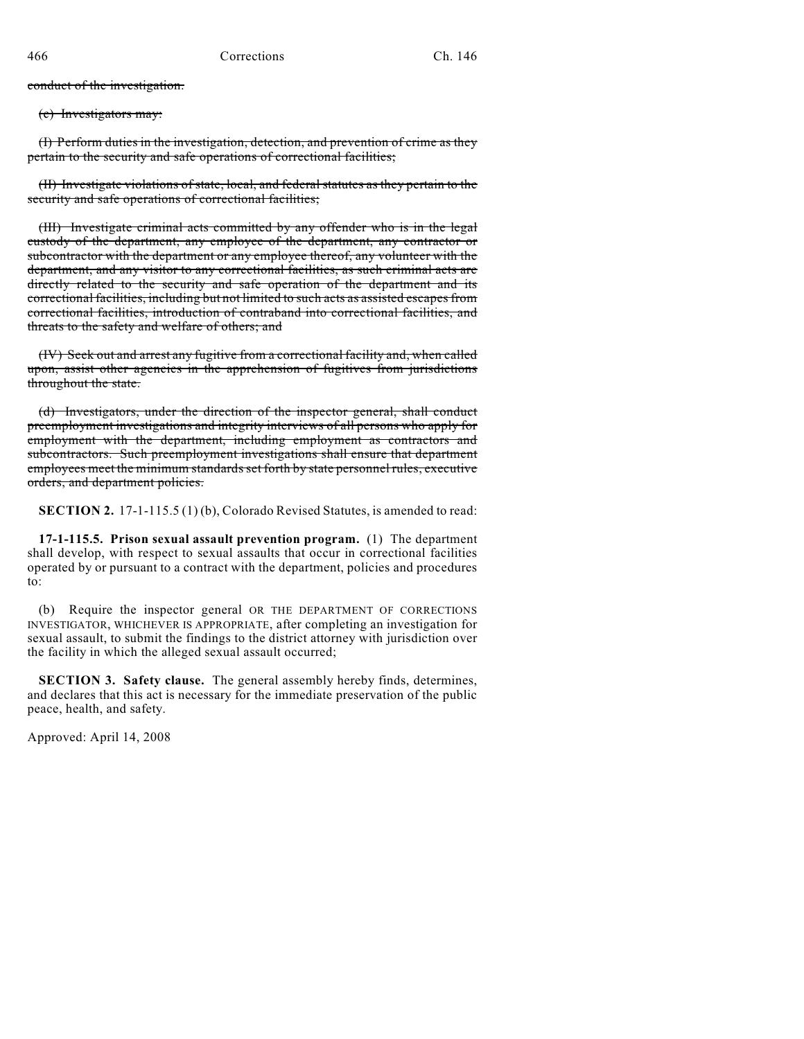~~conduct of the investigation.~~

~~(c) Investigators may:~~

~~(I) Perform duties in the investigation, detection, and prevention of crime as they pertain to the security and safe operations of correctional facilities;~~

~~(II) Investigate violations of state, local, and federal statutes as they pertain to the security and safe operations of correctional facilities;~~

~~(III) Investigate criminal acts committed by any offender who is in the legal custody of the department, any employee of the department, any contractor or subcontractor with the department or any employee thereof, any volunteer with the department, and any visitor to any correctional facilities, as such criminal acts are directly related to the security and safe operation of the department and its correctional facilities, including but not limited to such acts as assisted escapes from correctional facilities, introduction of contraband into correctional facilities, and threats to the safety and welfare of others; and~~

~~(IV) Seek out and arrest any fugitive from a correctional facility and, when called upon, assist other agencies in the apprehension of fugitives from jurisdictions throughout the state.~~

~~(d) Investigators, under the direction of the inspector general, shall conduct preemployment investigations and integrity interviews of all persons who apply for employment with the department, including employment as contractors and subcontractors. Such preemployment investigations shall ensure that department employees meet the minimum standards set forth by state personnel rules, executive orders, and department policies.~~

**SECTION 2.** 17-1-115.5 (1) (b), Colorado Revised Statutes, is amended to read:

**17-1-115.5. Prison sexual assault prevention program.** (1) The department shall develop, with respect to sexual assaults that occur in correctional facilities operated by or pursuant to a contract with the department, policies and procedures to:

(b) Require the inspector general OR THE DEPARTMENT OF CORRECTIONS INVESTIGATOR, WHICHEVER IS APPROPRIATE, after completing an investigation for sexual assault, to submit the findings to the district attorney with jurisdiction over the facility in which the alleged sexual assault occurred;

**SECTION 3. Safety clause.** The general assembly hereby finds, determines, and declares that this act is necessary for the immediate preservation of the public peace, health, and safety.

Approved: April 14, 2008